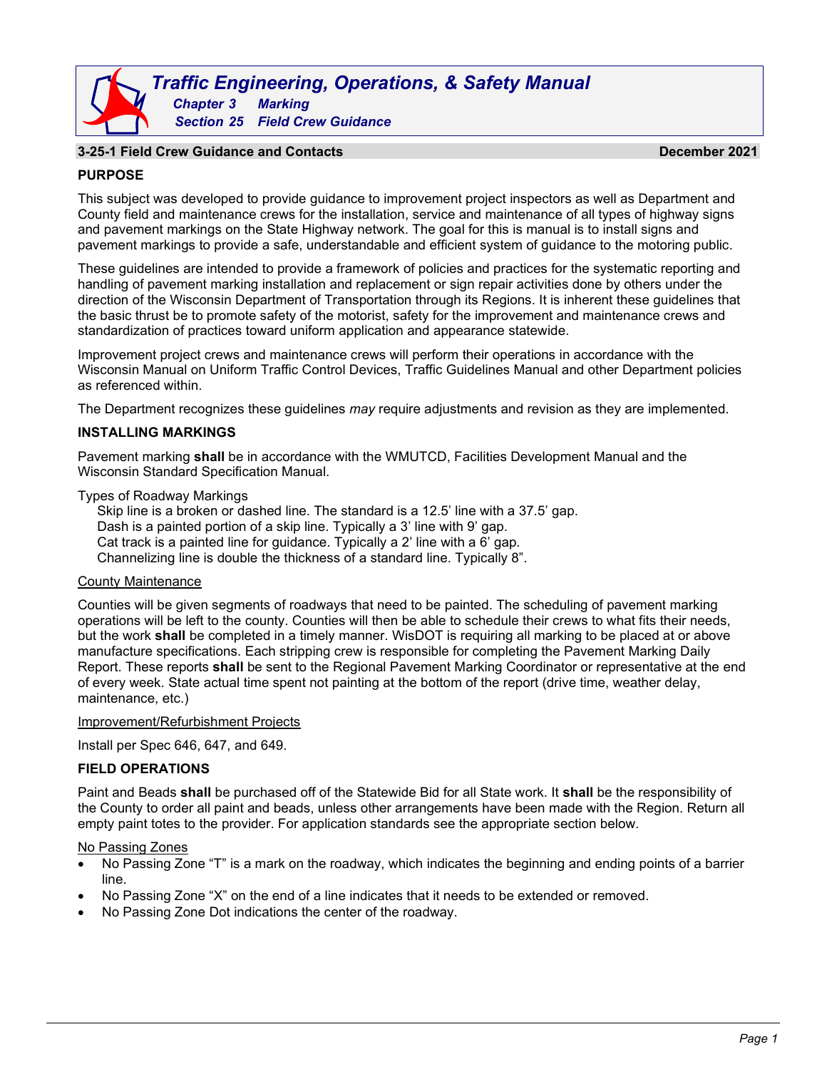# Traffic Engineering, Operations, & Safety Manual

**Chapter 3 Marking**

**Section 25 Field Crew Guidance**

## 3-25-1 Field Crew Guidance and Contacts

December 2021

### PURPOSE

This subject was developed to provide guidance to improvement project inspectors as well as Department and County field and maintenance crews for the installation, service and maintenance of all types of highway signs and pavement markings on the State Highway network. The goal for this is manual is to install signs and pavement markings to provide a safe, understandable and efficient system of guidance to the motoring public.

These guidelines are intended to provide a framework of policies and practices for the systematic reporting and handling of pavement marking installation and replacement or sign repair activities done by others under the direction of the Wisconsin Department of Transportation through its Regions. It is inherent these guidelines that the basic thrust be to promote safety of the motorist, safety for the improvement and maintenance crews and standardization of practices toward uniform application and appearance statewide.

Improvement project crews and maintenance crews will perform their operations in accordance with the Wisconsin Manual on Uniform Traffic Control Devices, Traffic Guidelines Manual and other Department policies as referenced within.

The Department recognizes these guidelines *may* require adjustments and revision as they are implemented.

### INSTALLING MARKINGS

Pavement marking **shall** be in accordance with the WMUTCD, Facilities Development Manual and the Wisconsin Standard Specification Manual.

Types of Roadway Markings

Skip line is a broken or dashed line. The standard is a 12.5' line with a 37.5' gap.
Dash is a painted portion of a skip line. Typically a 3' line with 9' gap.
Cat track is a painted line for guidance. Typically a 2' line with a 6' gap.
Channelizing line is double the thickness of a standard line. Typically 8".

<u>County Maintenance</u>

Counties will be given segments of roadways that need to be painted. The scheduling of pavement marking operations will be left to the county. Counties will then be able to schedule their crews to what fits their needs, but the work **shall** be completed in a timely manner. WisDOT is requiring all marking to be placed at or above manufacture specifications. Each stripping crew is responsible for completing the Pavement Marking Daily Report. These reports **shall** be sent to the Regional Pavement Marking Coordinator or representative at the end of every week. State actual time spent not painting at the bottom of the report (drive time, weather delay, maintenance, etc.)

<u>Improvement/Refurbishment Projects</u>

Install per Spec 646, 647, and 649.

### FIELD OPERATIONS

Paint and Beads **shall** be purchased off of the Statewide Bid for all State work. It **shall** be the responsibility of the County to order all paint and beads, unless other arrangements have been made with the Region. Return all empty paint totes to the provider. For application standards see the appropriate section below.

<u>No Passing Zones</u>

- No Passing Zone "T" is a mark on the roadway, which indicates the beginning and ending points of a barrier line.
- No Passing Zone "X" on the end of a line indicates that it needs to be extended or removed.
- No Passing Zone Dot indications the center of the roadway.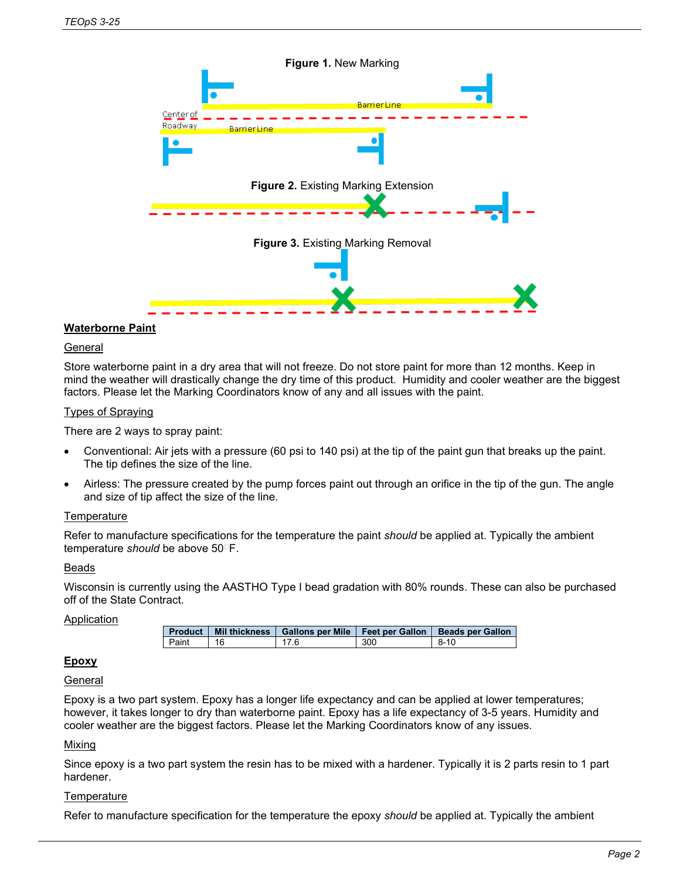**Figure 1.** New Marking

Center of Roadway

Barrier Line

Barrier Line

**Figure 2.** Existing Marking Extension

**Figure 3.** Existing Marking Removal

## Waterborne Paint

### General

Store waterborne paint in a dry area that will not freeze. Do not store paint for more than 12 months. Keep in mind the weather will drastically change the dry time of this product. Humidity and cooler weather are the biggest factors. Please let the Marking Coordinators know of any and all issues with the paint.

### Types of Spraying

There are 2 ways to spray paint:

- Conventional: Air jets with a pressure (60 psi to 140 psi) at the tip of the paint gun that breaks up the paint. The tip defines the size of the line.
- Airless: The pressure created by the pump forces paint out through an orifice in the tip of the gun. The angle and size of tip affect the size of the line.

### Temperature

Refer to manufacture specifications for the temperature the paint *should* be applied at. Typically the ambient temperature *should* be above 50°F.

### Beads

Wisconsin is currently using the AASTHO Type I bead gradation with 80% rounds. These can also be purchased off of the State Contract.

### Application

| Product | Mil thickness | Gallons per Mile | Feet per Gallon | Beads per Gallon |
|---|---|---|---|---|
| Paint | 16 | 17.6 | 300 | 8-10 |

## Epoxy

### General

Epoxy is a two part system. Epoxy has a longer life expectancy and can be applied at lower temperatures; however, it takes longer to dry than waterborne paint. Epoxy has a life expectancy of 3-5 years. Humidity and cooler weather are the biggest factors. Please let the Marking Coordinators know of any issues.

### Mixing

Since epoxy is a two part system the resin has to be mixed with a hardener. Typically it is 2 parts resin to 1 part hardener.

### Temperature

Refer to manufacture specification for the temperature the epoxy *should* be applied at. Typically the ambient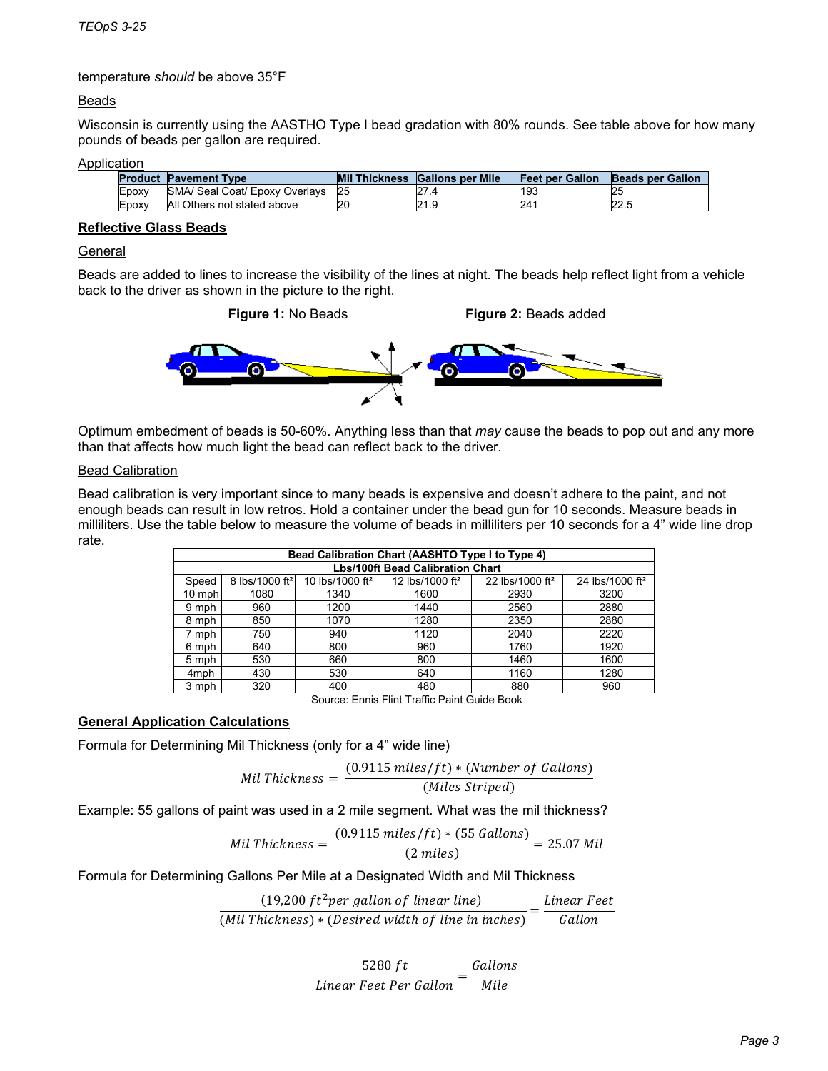temperature *should* be above 35°F

Beads

Wisconsin is currently using the AASTHO Type I bead gradation with 80% rounds. See table above for how many pounds of beads per gallon are required.

Application

| Product | Pavement Type | Mil Thickness | Gallons per Mile | Feet per Gallon | Beads per Gallon |
|---|---|---|---|---|---|
| Epoxy | SMA/ Seal Coat/ Epoxy Overlays | 25 | 27.4 | 193 | 25 |
| Epoxy | All Others not stated above | 20 | 21.9 | 241 | 22.5 |

**Reflective Glass Beads**

General

Beads are added to lines to increase the visibility of the lines at night. The beads help reflect light from a vehicle back to the driver as shown in the picture to the right.

**Figure 1:** No Beads **Figure 2:** Beads added

Optimum embedment of beads is 50-60%. Anything less than that *may* cause the beads to pop out and any more than that affects how much light the bead can reflect back to the driver.

Bead Calibration

Bead calibration is very important since to many beads is expensive and doesn't adhere to the paint, and not enough beads can result in low retros. Hold a container under the bead gun for 10 seconds. Measure beads in milliliters. Use the table below to measure the volume of beads in milliliters per 10 seconds for a 4" wide line drop rate.

| Bead Calibration Chart (AASHTO Type I to Type 4) | | | | | |
|---|---|---|---|---|---|
| Lbs/100ft Bead Calibration Chart | | | | | |
| Speed | 8 lbs/1000 ft² | 10 lbs/1000 ft² | 12 lbs/1000 ft² | 22 lbs/1000 ft² | 24 lbs/1000 ft² |
| 10 mph | 1080 | 1340 | 1600 | 2930 | 3200 |
| 9 mph | 960 | 1200 | 1440 | 2560 | 2880 |
| 8 mph | 850 | 1070 | 1280 | 2350 | 2880 |
| 7 mph | 750 | 940 | 1120 | 2040 | 2220 |
| 6 mph | 640 | 800 | 960 | 1760 | 1920 |
| 5 mph | 530 | 660 | 800 | 1460 | 1600 |
| 4mph | 430 | 530 | 640 | 1160 | 1280 |
| 3 mph | 320 | 400 | 480 | 880 | 960 |

Source: Ennis Flint Traffic Paint Guide Book

**General Application Calculations**

Formula for Determining Mil Thickness (only for a 4" wide line)

$$Mil\ Thickness = \frac{(0.9115\ miles/ft) * (Number\ of\ Gallons)}{(Miles\ Striped)}$$

Example: 55 gallons of paint was used in a 2 mile segment. What was the mil thickness?

$$Mil\ Thickness = \frac{(0.9115\ miles/ft) * (55\ Gallons)}{(2\ miles)} = 25.07\ Mil$$

Formula for Determining Gallons Per Mile at a Designated Width and Mil Thickness

$$\frac{(19{,}200\ ft^2 per\ gallon\ of\ linear\ line)}{(Mil\ Thickness) * (Desired\ width\ of\ line\ in\ inches)} = \frac{Linear\ Feet}{Gallon}$$

$$\frac{5280\ ft}{Linear\ Feet\ Per\ Gallon} = \frac{Gallons}{Mile}$$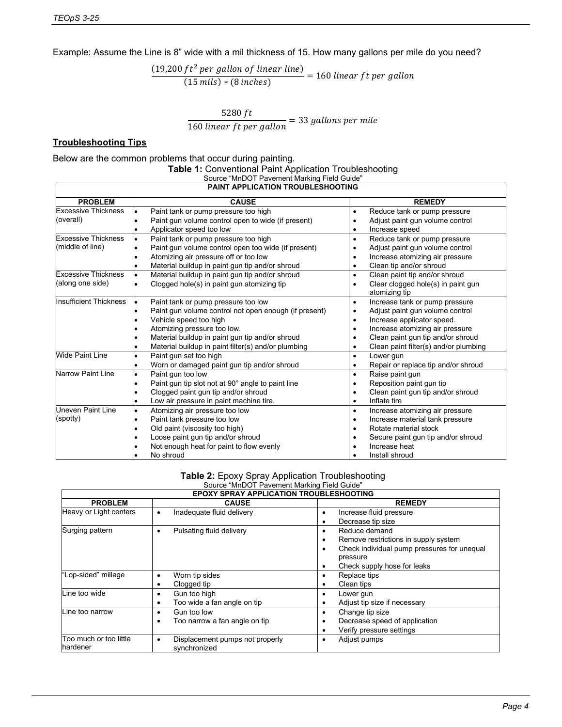Example: Assume the Line is 8" wide with a mil thickness of 15. How many gallons per mile do you need?

$$\frac{(19{,}200\ ft^2\ per\ gallon\ of\ linear\ line)}{(15\ mils) * (8\ inches)} = 160\ linear\ ft\ per\ gallon$$

$$\frac{5280\ ft}{160\ linear\ ft\ per\ gallon} = 33\ gallons\ per\ mile$$

**Troubleshooting Tips**

Below are the common problems that occur during painting.

**Table 1:** Conventional Paint Application Troubleshooting
Source "MnDOT Pavement Marking Field Guide"

| PAINT APPLICATION TROUBLESHOOTING | | |
|---|---|---|
| **PROBLEM** | **CAUSE** | **REMEDY** |
| Excessive Thickness (overall) | • Paint tank or pump pressure too high<br>• Paint gun volume control open to wide (if present)<br>• Applicator speed too low | • Reduce tank or pump pressure<br>• Adjust paint gun volume control<br>• Increase speed |
| Excessive Thickness (middle of line) | • Paint tank or pump pressure too high<br>• Paint gun volume control open too wide (if present)<br>• Atomizing air pressure off or too low<br>• Material buildup in paint gun tip and/or shroud | • Reduce tank or pump pressure<br>• Adjust paint gun volume control<br>• Increase atomizing air pressure<br>• Clean tip and/or shroud |
| Excessive Thickness (along one side) | • Material buildup in paint gun tip and/or shroud<br>• Clogged hole(s) in paint gun atomizing tip | • Clean paint tip and/or shroud<br>• Clear clogged hole(s) in paint gun atomizing tip |
| Insufficient Thickness | • Paint tank or pump pressure too low<br>• Paint gun volume control not open enough (if present)<br>• Vehicle speed too high<br>• Atomizing pressure too low.<br>• Material buildup in paint gun tip and/or shroud<br>• Material buildup in paint filter(s) and/or plumbing | • Increase tank or pump pressure<br>• Adjust paint gun volume control<br>• Increase applicator speed.<br>• Increase atomizing air pressure<br>• Clean paint gun tip and/or shroud<br>• Clean paint filter(s) and/or plumbing |
| Wide Paint Line | • Paint gun set too high<br>• Worn or damaged paint gun tip and/or shroud | • Lower gun<br>• Repair or replace tip and/or shroud |
| Narrow Paint Line | • Paint gun too low<br>• Paint gun tip slot not at 90° angle to paint line<br>• Clogged paint gun tip and/or shroud<br>• Low air pressure in paint machine tire. | • Raise paint gun<br>• Reposition paint gun tip<br>• Clean paint gun tip and/or shroud<br>• Inflate tire |
| Uneven Paint Line (spotty) | • Atomizing air pressure too low<br>• Paint tank pressure too low<br>• Old paint (viscosity too high)<br>• Loose paint gun tip and/or shroud<br>• Not enough heat for paint to flow evenly<br>• No shroud | • Increase atomizing air pressure<br>• Increase material tank pressure<br>• Rotate material stock<br>• Secure paint gun tip and/or shroud<br>• Increase heat<br>• Install shroud |

**Table 2:** Epoxy Spray Application Troubleshooting
Source "MnDOT Pavement Marking Field Guide"

| EPOXY SPRAY APPLICATION TROUBLESHOOTING | | |
|---|---|---|
| **PROBLEM** | **CAUSE** | **REMEDY** |
| Heavy or Light centers | • Inadequate fluid delivery | • Increase fluid pressure<br>• Decrease tip size |
| Surging pattern | • Pulsating fluid delivery | • Reduce demand<br>• Remove restrictions in supply system<br>• Check individual pump pressures for unequal pressure<br>• Check supply hose for leaks |
| "Lop-sided" millage | • Worn tip sides<br>• Clogged tip | • Replace tips<br>• Clean tips |
| Line too wide | • Gun too high<br>• Too wide a fan angle on tip | • Lower gun<br>• Adjust tip size if necessary |
| Line too narrow | • Gun too low<br>• Too narrow a fan angle on tip | • Change tip size<br>• Decrease speed of application<br>• Verify pressure settings |
| Too much or too little hardener | • Displacement pumps not properly synchronized | • Adjust pumps |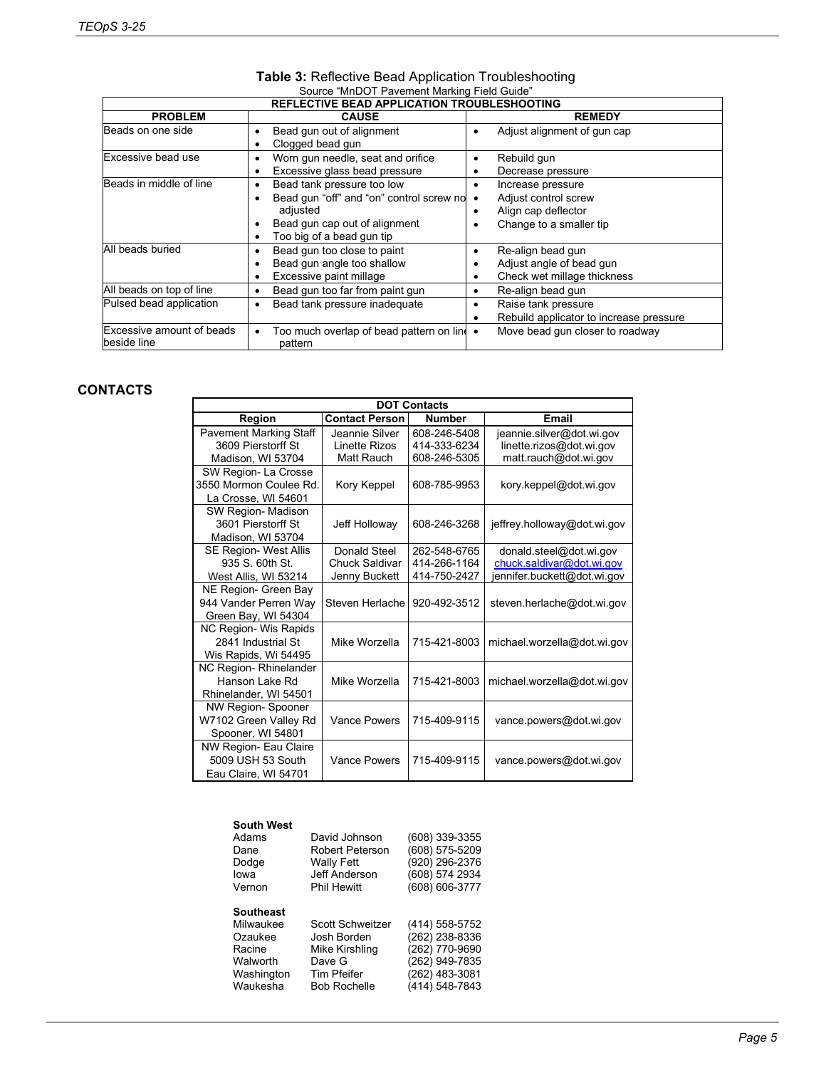**Table 3:** Reflective Bead Application Troubleshooting
Source "MnDOT Pavement Marking Field Guide"

| REFLECTIVE BEAD APPLICATION TROUBLESHOOTING | | |
|---|---|---|
| **PROBLEM** | **CAUSE** | **REMEDY** |
| Beads on one side | • Bead gun out of alignment<br>• Clogged bead gun | • Adjust alignment of gun cap |
| Excessive bead use | • Worn gun needle, seat and orifice<br>• Excessive glass bead pressure | • Rebuild gun<br>• Decrease pressure |
| Beads in middle of line | • Bead tank pressure too low<br>• Bead gun "off" and "on" control screw not adjusted<br>• Bead gun cap out of alignment<br>• Too big of a bead gun tip | • Increase pressure<br>• Adjust control screw<br>• Align cap deflector<br>• Change to a smaller tip |
| All beads buried | • Bead gun too close to paint<br>• Bead gun angle too shallow<br>• Excessive paint millage | • Re-align bead gun<br>• Adjust angle of bead gun<br>• Check wet millage thickness |
| All beads on top of line | • Bead gun too far from paint gun | • Re-align bead gun |
| Pulsed bead application | • Bead tank pressure inadequate | • Raise tank pressure<br>• Rebuild applicator to increase pressure |
| Excessive amount of beads beside line | • Too much overlap of bead pattern on line pattern | • Move bead gun closer to roadway |

## CONTACTS

| DOT Contacts | | | |
|---|---|---|---|
| **Region** | **Contact Person** | **Number** | **Email** |
| Pavement Marking Staff<br>3609 Pierstorff St<br>Madison, WI 53704 | Jeannie Silver<br>Linette Rizos<br>Matt Rauch | 608-246-5408<br>414-333-6234<br>608-246-5305 | jeannie.silver@dot.wi.gov<br>linette.rizos@dot.wi.gov<br>matt.rauch@dot.wi.gov |
| SW Region- La Crosse<br>3550 Mormon Coulee Rd.<br>La Crosse, WI 54601 | Kory Keppel | 608-785-9953 | kory.keppel@dot.wi.gov |
| SW Region- Madison<br>3601 Pierstorff St<br>Madison, WI 53704 | Jeff Holloway | 608-246-3268 | jeffrey.holloway@dot.wi.gov |
| SE Region- West Allis<br>935 S. 60th St.<br>West Allis, WI 53214 | Donald Steel<br>Chuck Saldivar<br>Jenny Buckett | 262-548-6765<br>414-266-1164<br>414-750-2427 | donald.steel@dot.wi.gov<br>chuck.saldivar@dot.wi.gov<br>jennifer.buckett@dot.wi.gov |
| NE Region- Green Bay<br>944 Vander Perren Way<br>Green Bay, WI 54304 | Steven Herlache | 920-492-3512 | steven.herlache@dot.wi.gov |
| NC Region- Wis Rapids<br>2841 Industrial St<br>Wis Rapids, Wi 54495 | Mike Worzella | 715-421-8003 | michael.worzella@dot.wi.gov |
| NC Region- Rhinelander<br>Hanson Lake Rd<br>Rhinelander, WI 54501 | Mike Worzella | 715-421-8003 | michael.worzella@dot.wi.gov |
| NW Region- Spooner<br>W7102 Green Valley Rd<br>Spooner, WI 54801 | Vance Powers | 715-409-9115 | vance.powers@dot.wi.gov |
| NW Region- Eau Claire<br>5009 USH 53 South<br>Eau Claire, WI 54701 | Vance Powers | 715-409-9115 | vance.powers@dot.wi.gov |

**South West**

| | | |
|---|---|---|
| Adams | David Johnson | (608) 339-3355 |
| Dane | Robert Peterson | (608) 575-5209 |
| Dodge | Wally Fett | (920) 296-2376 |
| Iowa | Jeff Anderson | (608) 574 2934 |
| Vernon | Phil Hewitt | (608) 606-3777 |

**Southeast**

| | | |
|---|---|---|
| Milwaukee | Scott Schweitzer | (414) 558-5752 |
| Ozaukee | Josh Borden | (262) 238-8336 |
| Racine | Mike Kirshling | (262) 770-9690 |
| Walworth | Dave G | (262) 949-7835 |
| Washington | Tim Pfeifer | (262) 483-3081 |
| Waukesha | Bob Rochelle | (414) 548-7843 |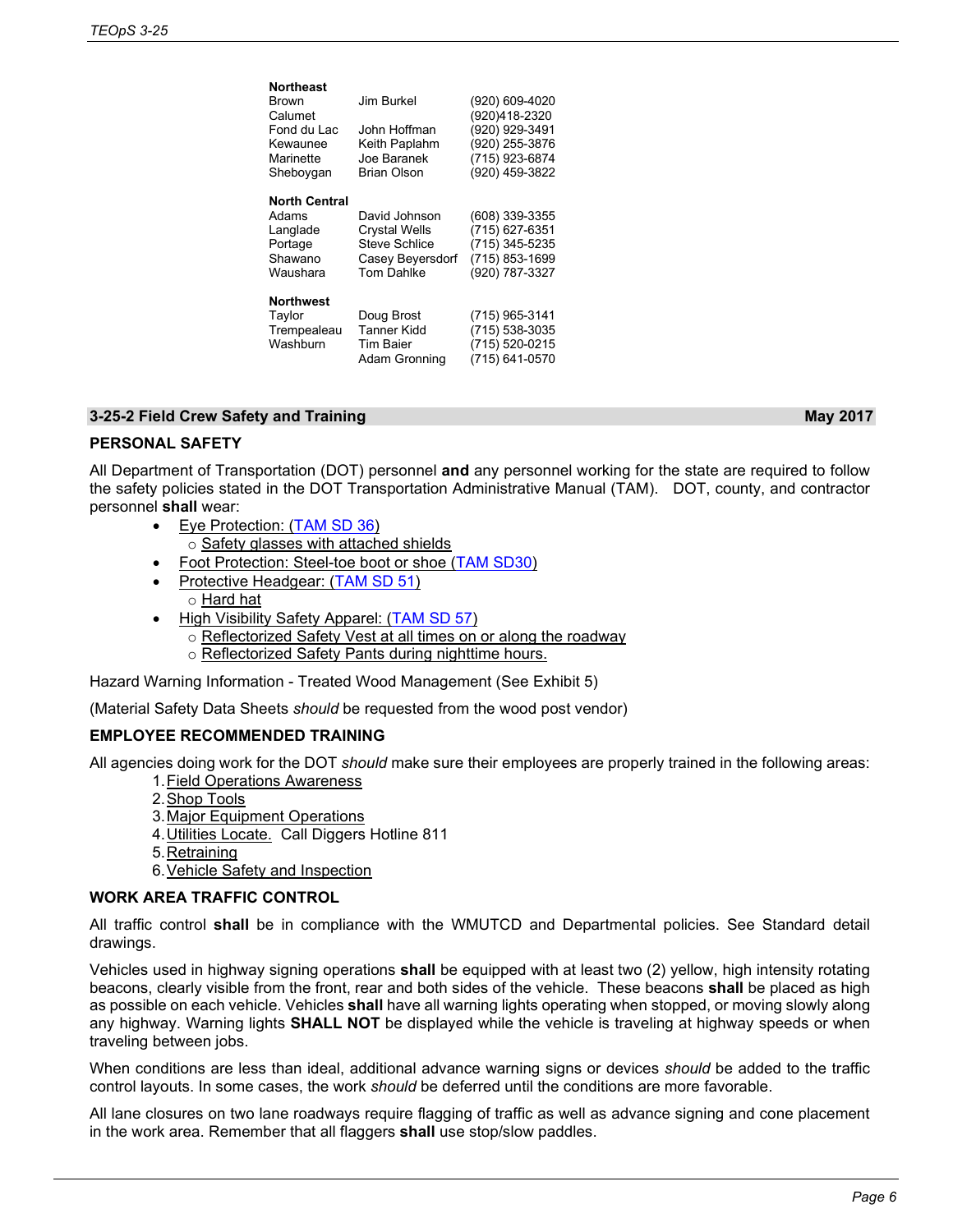| Northeast | | |
|---|---|---|
| Brown | Jim Burkel | (920) 609-4020 |
| Calumet | | (920)418-2320 |
| Fond du Lac | John Hoffman | (920) 929-3491 |
| Kewaunee | Keith Paplahm | (920) 255-3876 |
| Marinette | Joe Baranek | (715) 923-6874 |
| Sheboygan | Brian Olson | (920) 459-3822 |
| **North Central** | | |
| Adams | David Johnson | (608) 339-3355 |
| Langlade | Crystal Wells | (715) 627-6351 |
| Portage | Steve Schlice | (715) 345-5235 |
| Shawano | Casey Beyersdorf | (715) 853-1699 |
| Waushara | Tom Dahlke | (920) 787-3327 |
| **Northwest** | | |
| Taylor | Doug Brost | (715) 965-3141 |
| Trempealeau | Tanner Kidd | (715) 538-3035 |
| Washburn | Tim Baier | (715) 520-0215 |
| | Adam Gronning | (715) 641-0570 |

## 3-25-2 Field Crew Safety and Training — May 2017

### PERSONAL SAFETY

All Department of Transportation (DOT) personnel **and** any personnel working for the state are required to follow the safety policies stated in the DOT Transportation Administrative Manual (TAM). DOT, county, and contractor personnel **shall** wear:

- Eye Protection: (TAM SD 36)
  - Safety glasses with attached shields
- Foot Protection: Steel-toe boot or shoe (TAM SD30)
- Protective Headgear: (TAM SD 51)
  - Hard hat
- High Visibility Safety Apparel: (TAM SD 57)
  - Reflectorized Safety Vest at all times on or along the roadway
  - Reflectorized Safety Pants during nighttime hours.

Hazard Warning Information - Treated Wood Management (See Exhibit 5)

(Material Safety Data Sheets *should* be requested from the wood post vendor)

### EMPLOYEE RECOMMENDED TRAINING

All agencies doing work for the DOT *should* make sure their employees are properly trained in the following areas:

1. Field Operations Awareness
2. Shop Tools
3. Major Equipment Operations
4. Utilities Locate. Call Diggers Hotline 811
5. Retraining
6. Vehicle Safety and Inspection

### WORK AREA TRAFFIC CONTROL

All traffic control **shall** be in compliance with the WMUTCD and Departmental policies. See Standard detail drawings.

Vehicles used in highway signing operations **shall** be equipped with at least two (2) yellow, high intensity rotating beacons, clearly visible from the front, rear and both sides of the vehicle. These beacons **shall** be placed as high as possible on each vehicle. Vehicles **shall** have all warning lights operating when stopped, or moving slowly along any highway. Warning lights **SHALL NOT** be displayed while the vehicle is traveling at highway speeds or when traveling between jobs.

When conditions are less than ideal, additional advance warning signs or devices *should* be added to the traffic control layouts. In some cases, the work *should* be deferred until the conditions are more favorable.

All lane closures on two lane roadways require flagging of traffic as well as advance signing and cone placement in the work area. Remember that all flaggers **shall** use stop/slow paddles.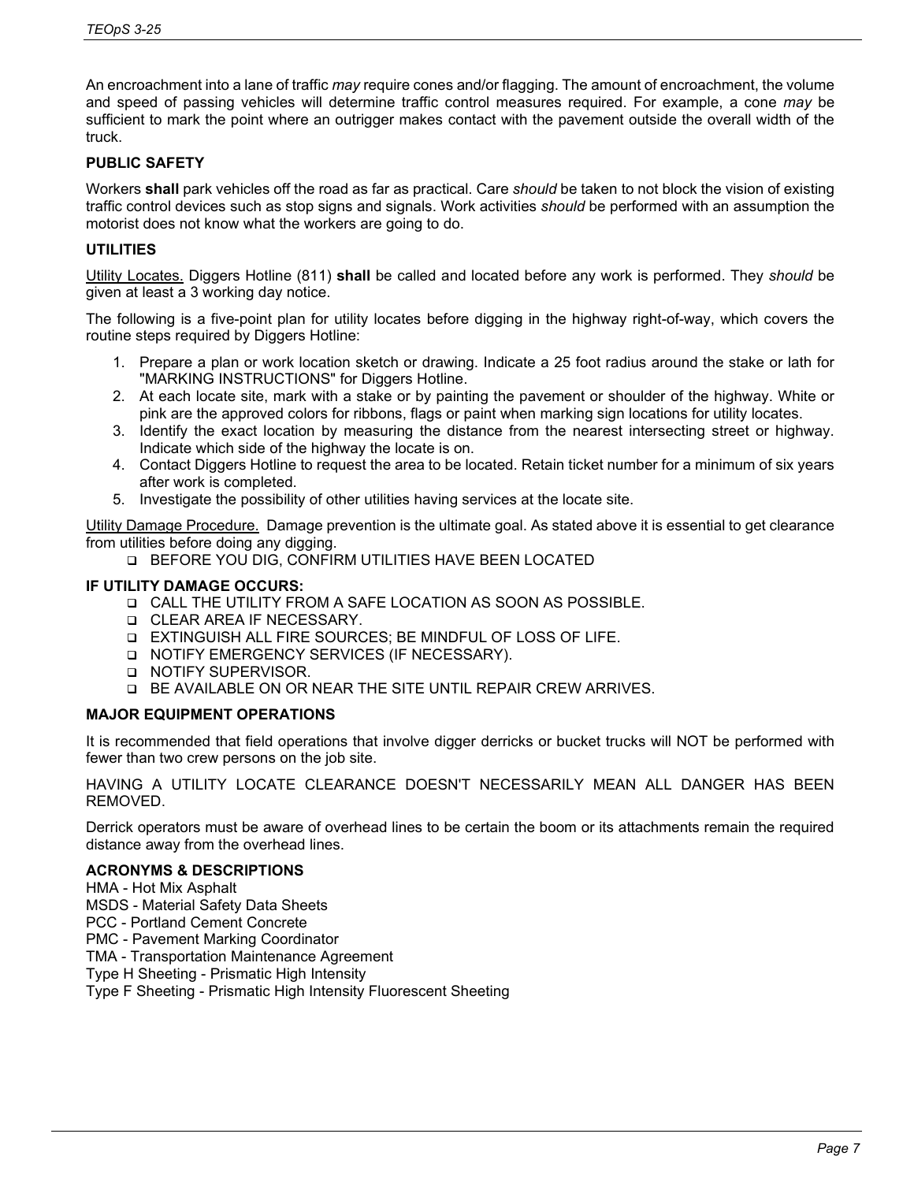An encroachment into a lane of traffic *may* require cones and/or flagging. The amount of encroachment, the volume and speed of passing vehicles will determine traffic control measures required. For example, a cone *may* be sufficient to mark the point where an outrigger makes contact with the pavement outside the overall width of the truck.

### PUBLIC SAFETY

Workers **shall** park vehicles off the road as far as practical. Care *should* be taken to not block the vision of existing traffic control devices such as stop signs and signals. Work activities *should* be performed with an assumption the motorist does not know what the workers are going to do.

### UTILITIES

Utility Locates. Diggers Hotline (811) **shall** be called and located before any work is performed. They *should* be given at least a 3 working day notice.

The following is a five-point plan for utility locates before digging in the highway right-of-way, which covers the routine steps required by Diggers Hotline:

1. Prepare a plan or work location sketch or drawing. Indicate a 25 foot radius around the stake or lath for "MARKING INSTRUCTIONS" for Diggers Hotline.
2. At each locate site, mark with a stake or by painting the pavement or shoulder of the highway. White or pink are the approved colors for ribbons, flags or paint when marking sign locations for utility locates.
3. Identify the exact location by measuring the distance from the nearest intersecting street or highway. Indicate which side of the highway the locate is on.
4. Contact Diggers Hotline to request the area to be located. Retain ticket number for a minimum of six years after work is completed.
5. Investigate the possibility of other utilities having services at the locate site.

Utility Damage Procedure. Damage prevention is the ultimate goal. As stated above it is essential to get clearance from utilities before doing any digging.

- BEFORE YOU DIG, CONFIRM UTILITIES HAVE BEEN LOCATED

### IF UTILITY DAMAGE OCCURS:

- CALL THE UTILITY FROM A SAFE LOCATION AS SOON AS POSSIBLE.
- CLEAR AREA IF NECESSARY.
- EXTINGUISH ALL FIRE SOURCES; BE MINDFUL OF LOSS OF LIFE.
- NOTIFY EMERGENCY SERVICES (IF NECESSARY).
- NOTIFY SUPERVISOR.
- BE AVAILABLE ON OR NEAR THE SITE UNTIL REPAIR CREW ARRIVES.

### MAJOR EQUIPMENT OPERATIONS

It is recommended that field operations that involve digger derricks or bucket trucks will NOT be performed with fewer than two crew persons on the job site.

HAVING A UTILITY LOCATE CLEARANCE DOESN'T NECESSARILY MEAN ALL DANGER HAS BEEN REMOVED.

Derrick operators must be aware of overhead lines to be certain the boom or its attachments remain the required distance away from the overhead lines.

### ACRONYMS & DESCRIPTIONS

HMA - Hot Mix Asphalt  
MSDS - Material Safety Data Sheets  
PCC - Portland Cement Concrete  
PMC - Pavement Marking Coordinator  
TMA - Transportation Maintenance Agreement  
Type H Sheeting - Prismatic High Intensity  
Type F Sheeting - Prismatic High Intensity Fluorescent Sheeting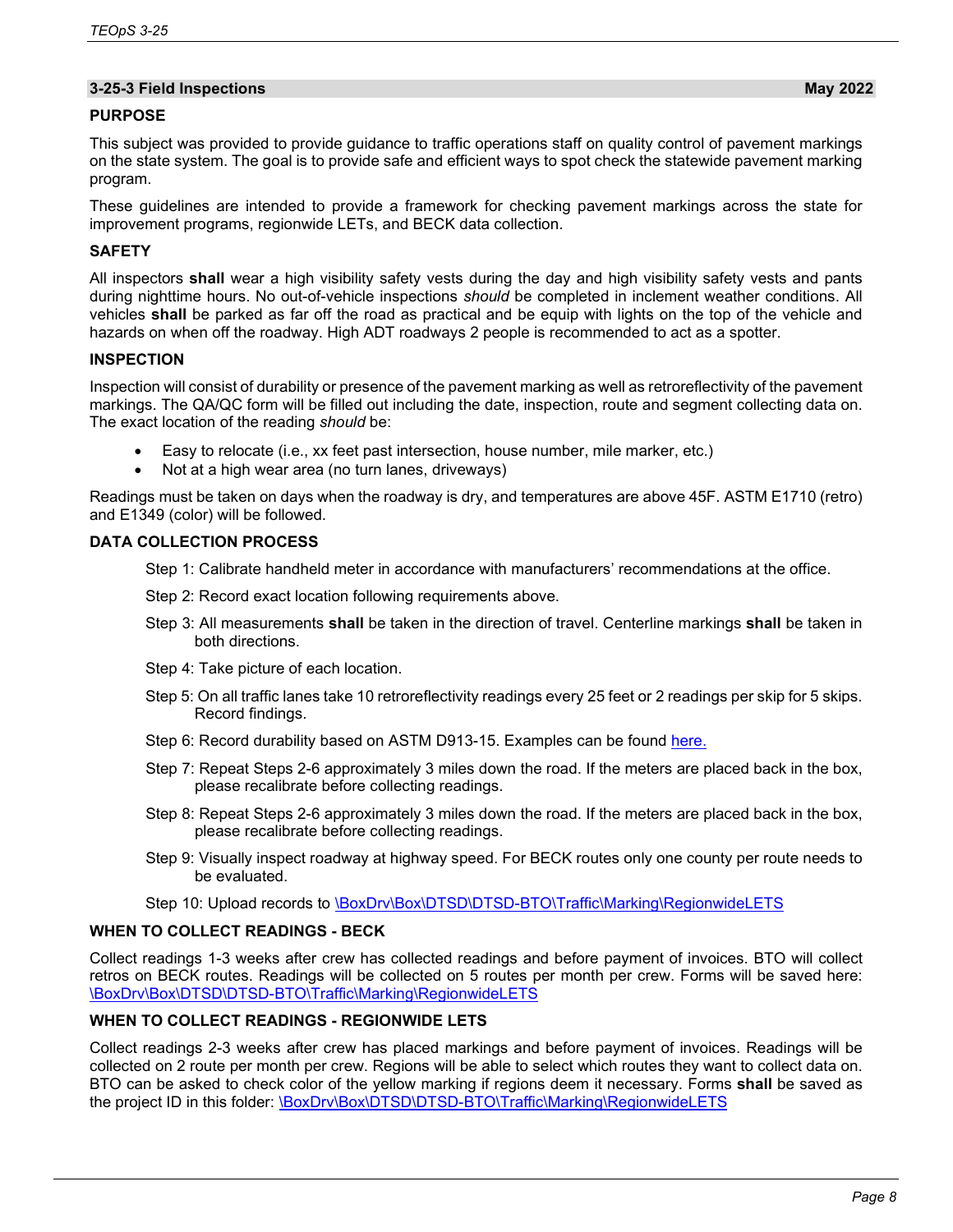## 3-25-3 Field Inspections — May 2022

### PURPOSE

This subject was provided to provide guidance to traffic operations staff on quality control of pavement markings on the state system. The goal is to provide safe and efficient ways to spot check the statewide pavement marking program.

These guidelines are intended to provide a framework for checking pavement markings across the state for improvement programs, regionwide LETs, and BECK data collection.

### SAFETY

All inspectors **shall** wear a high visibility safety vests during the day and high visibility safety vests and pants during nighttime hours. No out-of-vehicle inspections *should* be completed in inclement weather conditions. All vehicles **shall** be parked as far off the road as practical and be equip with lights on the top of the vehicle and hazards on when off the roadway. High ADT roadways 2 people is recommended to act as a spotter.

### INSPECTION

Inspection will consist of durability or presence of the pavement marking as well as retroreflectivity of the pavement markings. The QA/QC form will be filled out including the date, inspection, route and segment collecting data on. The exact location of the reading *should* be:

- Easy to relocate (i.e., xx feet past intersection, house number, mile marker, etc.)
- Not at a high wear area (no turn lanes, driveways)

Readings must be taken on days when the roadway is dry, and temperatures are above 45F. ASTM E1710 (retro) and E1349 (color) will be followed.

### DATA COLLECTION PROCESS

Step 1: Calibrate handheld meter in accordance with manufacturers' recommendations at the office.

Step 2: Record exact location following requirements above.

Step 3: All measurements **shall** be taken in the direction of travel. Centerline markings **shall** be taken in both directions.

Step 4: Take picture of each location.

Step 5: On all traffic lanes take 10 retroreflectivity readings every 25 feet or 2 readings per skip for 5 skips. Record findings.

Step 6: Record durability based on ASTM D913-15. Examples can be found here.

Step 7: Repeat Steps 2-6 approximately 3 miles down the road. If the meters are placed back in the box, please recalibrate before collecting readings.

Step 8: Repeat Steps 2-6 approximately 3 miles down the road. If the meters are placed back in the box, please recalibrate before collecting readings.

Step 9: Visually inspect roadway at highway speed. For BECK routes only one county per route needs to be evaluated.

Step 10: Upload records to \BoxDrv\Box\DTSD\DTSD-BTO\Traffic\Marking\RegionwideLETS

### WHEN TO COLLECT READINGS - BECK

Collect readings 1-3 weeks after crew has collected readings and before payment of invoices. BTO will collect retros on BECK routes. Readings will be collected on 5 routes per month per crew. Forms will be saved here: \BoxDrv\Box\DTSD\DTSD-BTO\Traffic\Marking\RegionwideLETS

### WHEN TO COLLECT READINGS - REGIONWIDE LETS

Collect readings 2-3 weeks after crew has placed markings and before payment of invoices. Readings will be collected on 2 route per month per crew. Regions will be able to select which routes they want to collect data on. BTO can be asked to check color of the yellow marking if regions deem it necessary. Forms **shall** be saved as the project ID in this folder: \BoxDrv\Box\DTSD\DTSD-BTO\Traffic\Marking\RegionwideLETS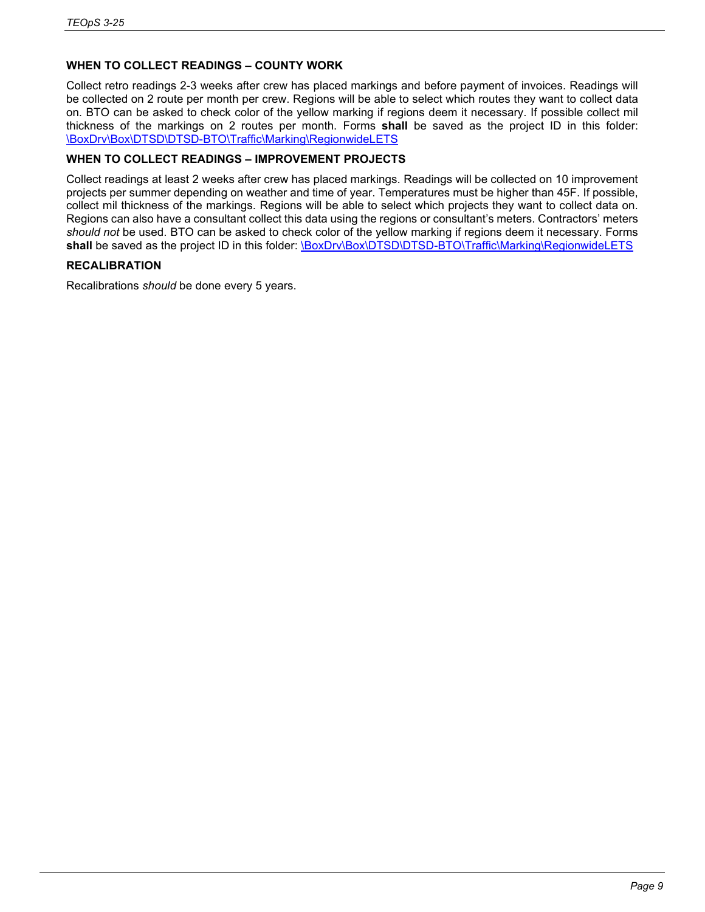### WHEN TO COLLECT READINGS – COUNTY WORK

Collect retro readings 2-3 weeks after crew has placed markings and before payment of invoices. Readings will be collected on 2 route per month per crew. Regions will be able to select which routes they want to collect data on. BTO can be asked to check color of the yellow marking if regions deem it necessary. If possible collect mil thickness of the markings on 2 routes per month. Forms **shall** be saved as the project ID in this folder: \BoxDrv\Box\DTSD\DTSD-BTO\Traffic\Marking\RegionwideLETS

### WHEN TO COLLECT READINGS – IMPROVEMENT PROJECTS

Collect readings at least 2 weeks after crew has placed markings. Readings will be collected on 10 improvement projects per summer depending on weather and time of year. Temperatures must be higher than 45F. If possible, collect mil thickness of the markings. Regions will be able to select which projects they want to collect data on. Regions can also have a consultant collect this data using the regions or consultant's meters. Contractors' meters *should not* be used. BTO can be asked to check color of the yellow marking if regions deem it necessary. Forms **shall** be saved as the project ID in this folder: \BoxDrv\Box\DTSD\DTSD-BTO\Traffic\Marking\RegionwideLETS

### RECALIBRATION

Recalibrations *should* be done every 5 years.